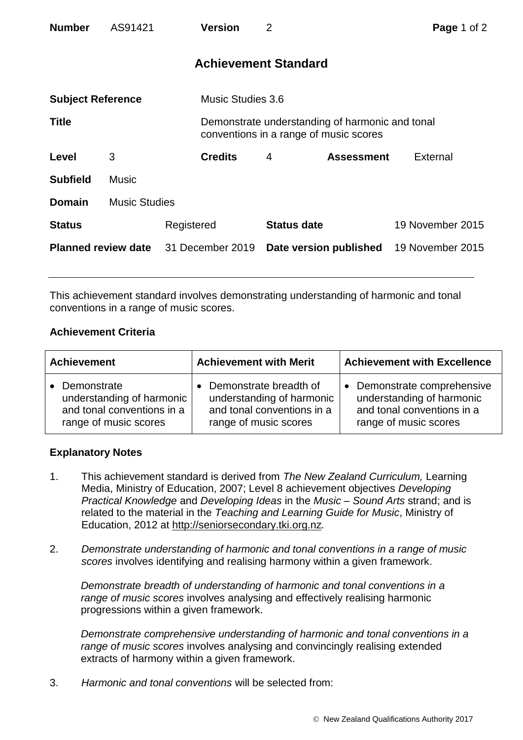| **Number** | AS91421 | **Version** | 2 |
|---|---|---|---|

# Achievement Standard

| | | | |
|---|---|---|---|
| **Subject Reference** | Music Studies 3.6 | | |
| **Title** | Demonstrate understanding of harmonic and tonal conventions in a range of music scores | | |
| **Level** | 3 | **Credits** | 4 | 
| **Assessment** | External | | |
| **Subfield** | Music | | |
| **Domain** | Music Studies | | |
| **Status** | Registered | **Status date** | 19 November 2015 |
| **Planned review date** | 31 December 2019 | **Date version published** | 19 November 2015 |

This achievement standard involves demonstrating understanding of harmonic and tonal conventions in a range of music scores.

## Achievement Criteria

| Achievement | Achievement with Merit | Achievement with Excellence |
|---|---|---|
| • Demonstrate understanding of harmonic and tonal conventions in a range of music scores | • Demonstrate breadth of understanding of harmonic and tonal conventions in a range of music scores | • Demonstrate comprehensive understanding of harmonic and tonal conventions in a range of music scores |

## Explanatory Notes

1. This achievement standard is derived from *The New Zealand Curriculum,* Learning Media, Ministry of Education, 2007; Level 8 achievement objectives *Developing Practical Knowledge* and *Developing Ideas* in the *Music – Sound Arts* strand; and is related to the material in the *Teaching and Learning Guide for Music*, Ministry of Education, 2012 at http://seniorsecondary.tki.org.nz.

2. *Demonstrate understanding of harmonic and tonal conventions in a range of music scores* involves identifying and realising harmony within a given framework.

   *Demonstrate breadth of understanding of harmonic and tonal conventions in a range of music scores* involves analysing and effectively realising harmonic progressions within a given framework.

   *Demonstrate comprehensive understanding of harmonic and tonal conventions in a range of music scores* involves analysing and convincingly realising extended extracts of harmony within a given framework.

3. *Harmonic and tonal conventions* will be selected from: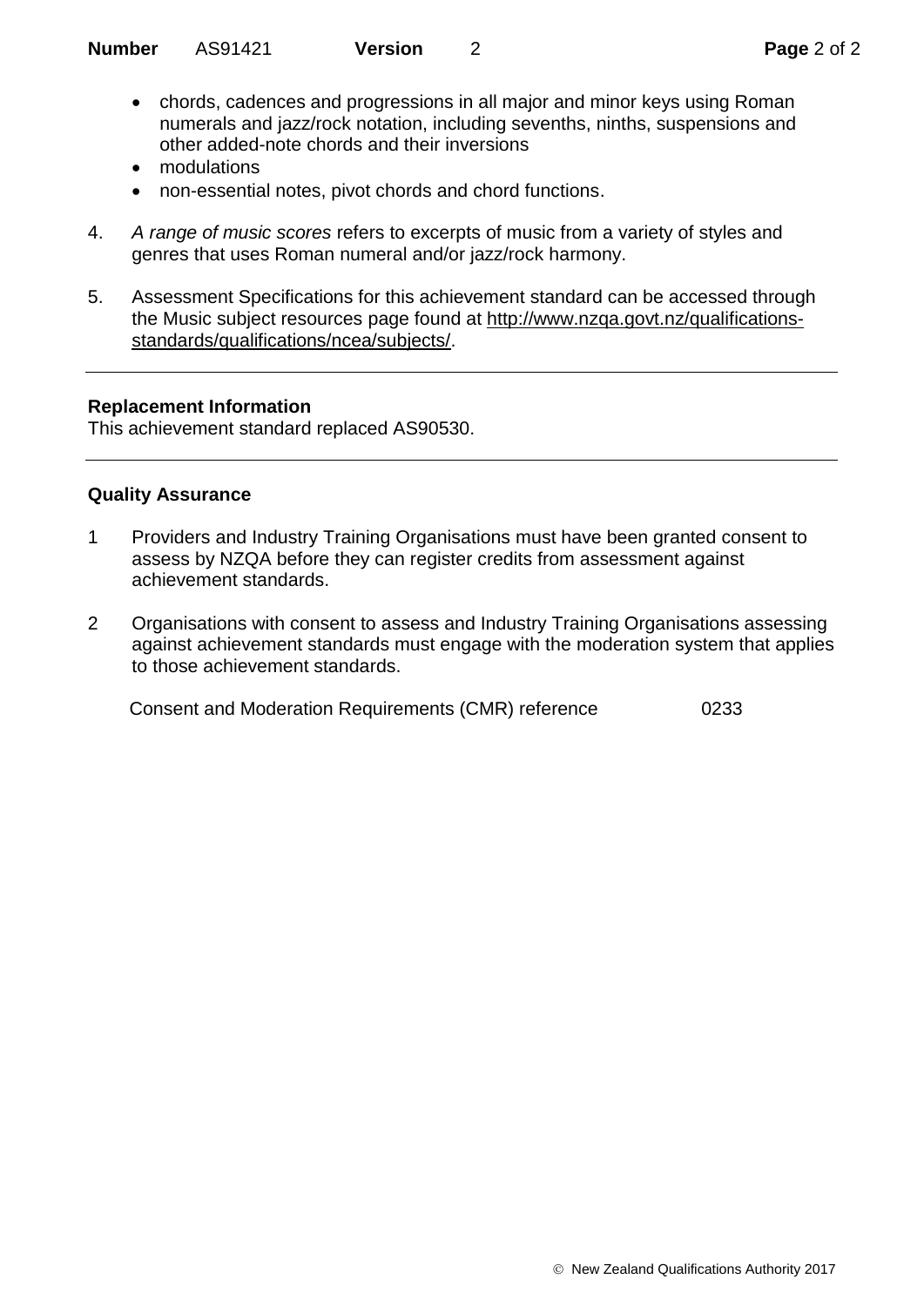- chords, cadences and progressions in all major and minor keys using Roman numerals and jazz/rock notation, including sevenths, ninths, suspensions and other added-note chords and their inversions
- modulations
- non-essential notes, pivot chords and chord functions.

4. *A range of music scores* refers to excerpts of music from a variety of styles and genres that uses Roman numeral and/or jazz/rock harmony.

5. Assessment Specifications for this achievement standard can be accessed through the Music subject resources page found at http://www.nzqa.govt.nz/qualifications-standards/qualifications/ncea/subjects/.

---

**Replacement Information**

This achievement standard replaced AS90530.

---

**Quality Assurance**

1 Providers and Industry Training Organisations must have been granted consent to assess by NZQA before they can register credits from assessment against achievement standards.

2 Organisations with consent to assess and Industry Training Organisations assessing against achievement standards must engage with the moderation system that applies to those achievement standards.

Consent and Moderation Requirements (CMR) reference 0233

© New Zealand Qualifications Authority 2017